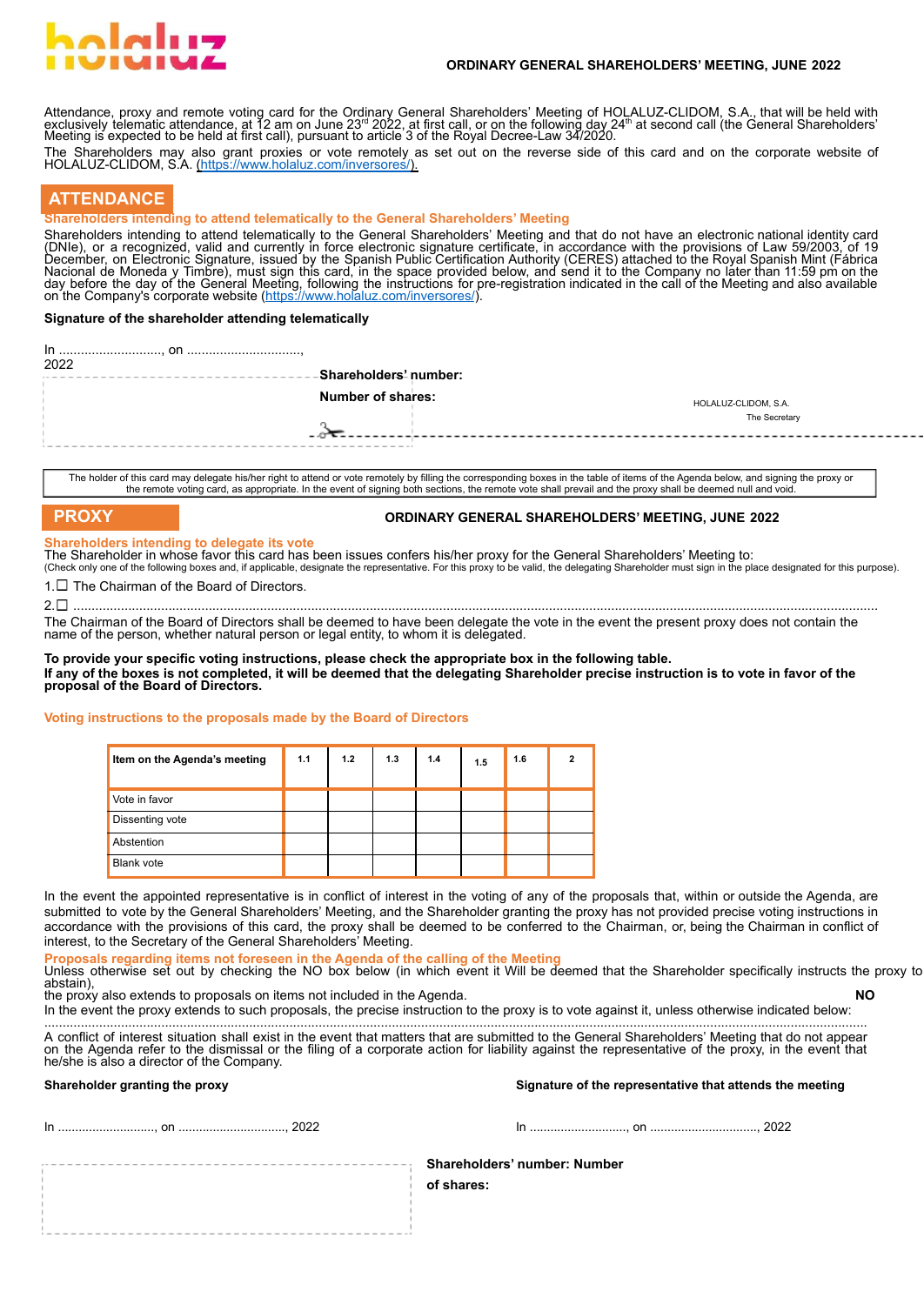holaluz

**ORDINARY GENERAL SHAREHOLDERS' MEETING, JUNE 2022**

Attendance, proxy and remote voting card for the Ordinary General Shareholders' Meeting of HOLALUZ-CLIDOM, S.A., that will be held with exclusively telematic attendance, at 12 am on June 23rd 2022, at first call, or on the following day 24th at second call (the General Shareholders' Meeting is expected to be held at first call), pursuant to article 3 of the Royal Decree-Law 34/2020.

The Shareholders may also grant proxies or vote remotely as set out on the reverse side of this card and on the corporate website of HOLALUZ-CLIDOM, S.A. (https://www.holaluz.com/inversores/).

## ATTENDANCE

### Shareholders intending to attend telematically to the General Shareholders' Meeting

Shareholders intending to attend telematically to the General Shareholders' Meeting and that do not have an electronic national identity card (DNIe), or a recognized, valid and currently in force electronic signature certificate, in accordance with the provisions of Law 59/2003, of 19 December, on Electronic Signature, issued by the Spanish Public Certification Authority (CERES) attached to the Royal Spanish Mint (Fábrica Nacional de Moneda y Timbre), must sign this card, in the space provided below, and send it to the Company no later than 11:59 pm on the day before the day of the General Meeting, following the instructions for pre-registration indicated in the call of the Meeting and also available on the Company's corporate website (https://www.holaluz.com/inversores/).

**Signature of the shareholder attending telematically**

In ............................, on ..............................., 2022

**Shareholders' number:**

**Number of shares:**

HOLALUZ-CLIDOM, S.A.
The Secretary

The holder of this card may delegate his/her right to attend or vote remotely by filling the corresponding boxes in the table of items of the Agenda below, and signing the proxy or the remote voting card, as appropriate. In the event of signing both sections, the remote vote shall prevail and the proxy shall be deemed null and void.

## PROXY

**ORDINARY GENERAL SHAREHOLDERS' MEETING, JUNE 2022**

### Shareholders intending to delegate its vote

The Shareholder in whose favor this card has been issues confers his/her proxy for the General Shareholders' Meeting to:
(Check only one of the following boxes and, if applicable, designate the representative. For this proxy to be valid, the delegating Shareholder must sign in the place designated for this purpose).

1.☐ The Chairman of the Board of Directors.

2.☐ ..........................................................................................................................................................................................

The Chairman of the Board of Directors shall be deemed to have been delegate the vote in the event the present proxy does not contain the name of the person, whether natural person or legal entity, to whom it is delegated.

**To provide your specific voting instructions, please check the appropriate box in the following table.**
**If any of the boxes is not completed, it will be deemed that the delegating Shareholder precise instruction is to vote in favor of the proposal of the Board of Directors.**

### Voting instructions to the proposals made by the Board of Directors

| Item on the Agenda's meeting | 1.1 | 1.2 | 1.3 | 1.4 | 1.5 | 1.6 | 2 |
|---|---|---|---|---|---|---|---|
| Vote in favor | | | | | | | |
| Dissenting vote | | | | | | | |
| Abstention | | | | | | | |
| Blank vote | | | | | | | |

In the event the appointed representative is in conflict of interest in the voting of any of the proposals that, within or outside the Agenda, are submitted to vote by the General Shareholders' Meeting, and the Shareholder granting the proxy has not provided precise voting instructions in accordance with the provisions of this card, the proxy shall be deemed to be conferred to the Chairman, or, being the Chairman in conflict of interest, to the Secretary of the General Shareholders' Meeting.

### Proposals regarding items not foreseen in the Agenda of the calling of the Meeting

Unless otherwise set out by checking the NO box below (in which event it Will be deemed that the Shareholder specifically instructs the proxy to abstain),
the proxy also extends to proposals on items not included in the Agenda. **NO**

In the event the proxy extends to such proposals, the precise instruction to the proxy is to vote against it, unless otherwise indicated below:

..........................................................................................................................................................................................

A conflict of interest situation shall exist in the event that matters that are submitted to the General Shareholders' Meeting that do not appear on the Agenda refer to the dismissal or the filing of a corporate action for liability against the representative of the proxy, in the event that he/she is also a director of the Company.

**Shareholder granting the proxy**

In ............................, on ..............................., 2022

**Signature of the representative that attends the meeting**

In ............................, on ..............................., 2022

**Shareholders' number: Number of shares:**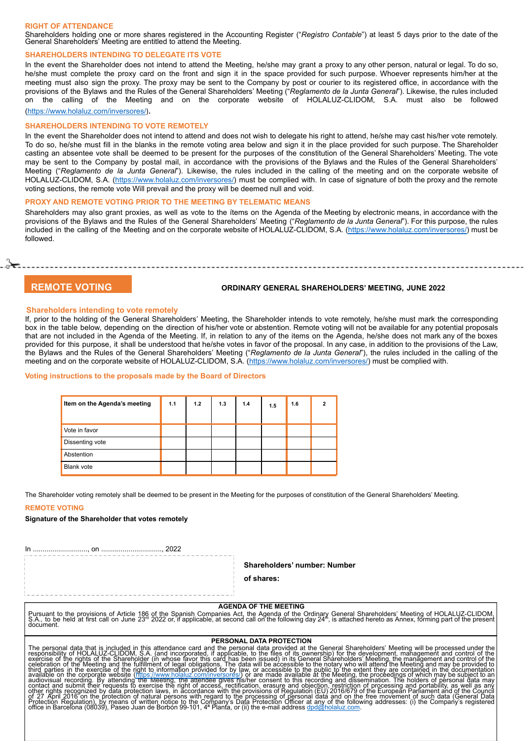### RIGHT OF ATTENDANCE

Shareholders holding one or more shares registered in the Accounting Register ("*Registro Contable*") at least 5 days prior to the date of the General Shareholders' Meeting are entitled to attend the Meeting.

### SHAREHOLDERS INTENDING TO DELEGATE ITS VOTE

In the event the Shareholder does not intend to attend the Meeting, he/she may grant a proxy to any other person, natural or legal. To do so, he/she must complete the proxy card on the front and sign it in the space provided for such purpose. Whoever represents him/her at the meeting must also sign the proxy. The proxy may be sent to the Company by post or courier to its registered office, in accordance with the provisions of the Bylaws and the Rules of the General Shareholders' Meeting ("*Reglamento de la Junta General*"). Likewise, the rules included on the calling of the Meeting and on the corporate website of HOLALUZ-CLIDOM, S.A. must also be followed (https://www.holaluz.com/inversores/).

### SHAREHOLDERS INTENDING TO VOTE REMOTELY

In the event the Shareholder does not intend to attend and does not wish to delegate his right to attend, he/she may cast his/her vote remotely. To do so, he/she must fill in the blanks in the remote voting area below and sign it in the place provided for such purpose. The Shareholder casting an absentee vote shall be deemed to be present for the purposes of the constitution of the General Shareholders' Meeting. The vote may be sent to the Company by postal mail, in accordance with the provisions of the Bylaws and the Rules of the General Shareholders' Meeting ("*Reglamento de la Junta General*"). Likewise, the rules included in the calling of the meeting and on the corporate website of HOLALUZ-CLIDOM, S.A. (https://www.holaluz.com/inversores/) must be complied with. In case of signature of both the proxy and the remote voting sections, the remote vote Will prevail and the proxy will be deemed null and void.

### PROXY AND REMOTE VOTING PRIOR TO THE MEETING BY TELEMATIC MEANS

Shareholders may also grant proxies, as well as vote to the ítems on the Agenda of the Meeting by electronic means, in accordance with the provisions of the Bylaws and the Rules of the General Shareholders' Meeting ("*Reglamento de la Junta General*"). For this purpose, the rules included in the calling of the Meeting and on the corporate website of HOLALUZ-CLIDOM, S.A. (https://www.holaluz.com/inversores/) must be followed.

---

## REMOTE VOTING

**ORDINARY GENERAL SHAREHOLDERS' MEETING, JUNE 2022**

### Shareholders intending to vote remotely

If, prior to the holding of the General Shareholders' Meeting, the Shareholder intends to vote remotely, he/she must mark the corresponding box in the table below, depending on the direction of his/her vote or abstention. Remote voting will not be available for any potential proposals that are not included in the Agenda of the Meeting. If, in relation to any of the items on the Agenda, he/she does not mark any of the boxes provided for this purpose, it shall be understood that he/she votes in favor of the proposal. In any case, in addition to the provisions of the Law, the Bylaws and the Rules of the General Shareholders' Meeting ("*Reglamento de la Junta General*"), the rules included in the calling of the meeting and on the corporate website of HOLALUZ-CLIDOM, S.A. (https://www.holaluz.com/inversores/) must be complied with.

### Voting instructions to the proposals made by the Board of Directors

| Item on the Agenda's meeting | 1.1 | 1.2 | 1.3 | 1.4 | 1.5 | 1.6 | 2 |
|---|---|---|---|---|---|---|---|
| Vote in favor | | | | | | | |
| Dissenting vote | | | | | | | |
| Abstention | | | | | | | |
| Blank vote | | | | | | | |

The Shareholder voting remotely shall be deemed to be present in the Meeting for the purposes of constitution of the General Shareholders' Meeting.

### REMOTE VOTING

**Signature of the Shareholder that votes remotely**

In ............................, on ..............................., 2022

**Shareholders' number: Number of shares:**

**AGENDA OF THE MEETING**

Pursuant to the provisions of Article 186 of the Spanish Companies Act, the Agenda of the Ordinary General Shareholders' Meeting of HOLALUZ-CLIDOM, S.A., to be held at first call on June 23rd 2022 or, if applicable, at second call on the following day 24th, is attached hereto as Annex, forming part of the present document.

**PERSONAL DATA PROTECTION**

The personal data that is included in this attendance card and the personal data provided at the General Shareholders' Meeting will be processed under the responsibility of HOLALUZ-CLIDOM, S.A. (and incorporated, if applicable, to the files of its ownership) for the development, management and control of the exercise of the rights of the Shareholder (in whose favor this card has been issued) in its General Shareholders' Meeting, the management and control of the celebration of the Meeting and the fulfillment of legal obligations. The data will be accessible to the notary who will attend the Meeting and may be provided to third parties in the exercise of the right to information provided for by law, or accessible to the public to the extent they are contained in the documentation available on the corporate website (https://www.holaluz.com/inversores/) or are made available at the Meeting, the proceedings of which may be subject to an audiovisual recording. By attending the Meeting, the attendee gives his/her consent to this recording and dissemination. The holders of personal data may contact and submit their requests to exercise the right of access, rectification, erasure and objection, restriction of processing and portability, as well as any other rights recognized by data protection laws, in accordance with the provisions of Regulation (EU) 2016/679 of the European Parliament and of the Council of 27 April 2016 on the protection of natural persons with regard to the processing of personal data and on the free movement of such data (General Data Protection Regulation), by means of written notice to the Company's Data Protection Officer at any of the following addresses: (i) the Company's registered office in Barcelona (08039), Paseo Juan de Borbón 99-101, 4ª Planta, or (ii) the e-mail address dpd@holaluz.com.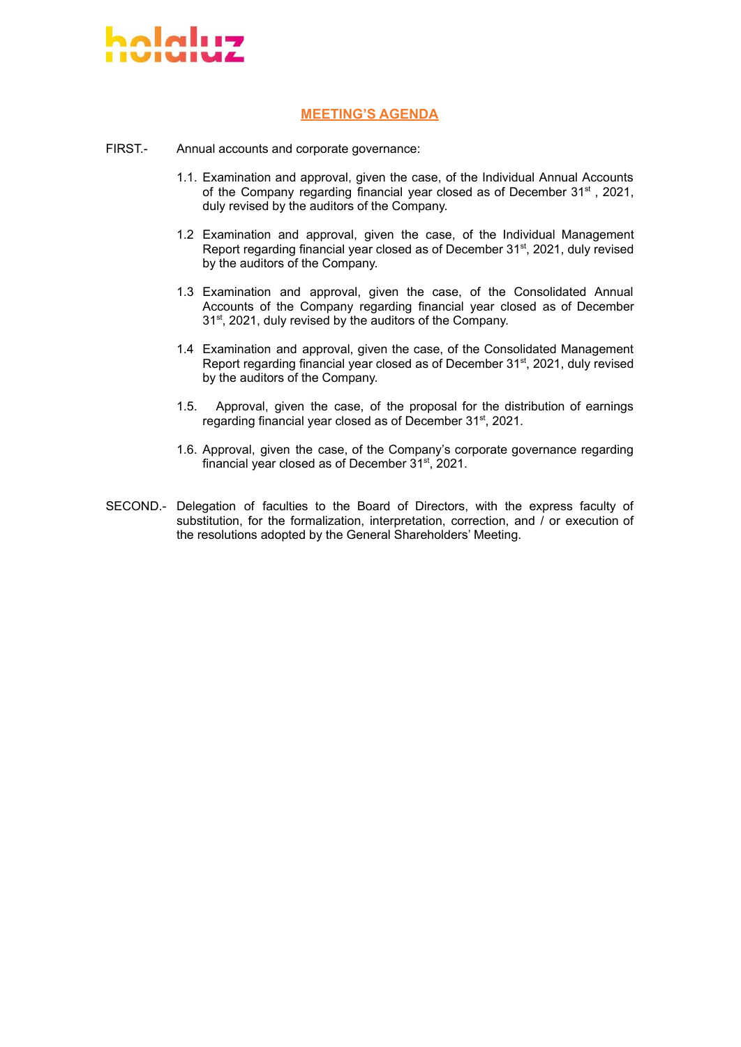holaluz

## MEETING'S AGENDA

FIRST.- Annual accounts and corporate governance:

1.1. Examination and approval, given the case, of the Individual Annual Accounts of the Company regarding financial year closed as of December 31st , 2021, duly revised by the auditors of the Company.

1.2 Examination and approval, given the case, of the Individual Management Report regarding financial year closed as of December 31st, 2021, duly revised by the auditors of the Company.

1.3 Examination and approval, given the case, of the Consolidated Annual Accounts of the Company regarding financial year closed as of December 31st, 2021, duly revised by the auditors of the Company.

1.4 Examination and approval, given the case, of the Consolidated Management Report regarding financial year closed as of December 31st, 2021, duly revised by the auditors of the Company.

1.5. Approval, given the case, of the proposal for the distribution of earnings regarding financial year closed as of December 31st, 2021.

1.6. Approval, given the case, of the Company's corporate governance regarding financial year closed as of December 31st, 2021.

SECOND.- Delegation of faculties to the Board of Directors, with the express faculty of substitution, for the formalization, interpretation, correction, and / or execution of the resolutions adopted by the General Shareholders' Meeting.